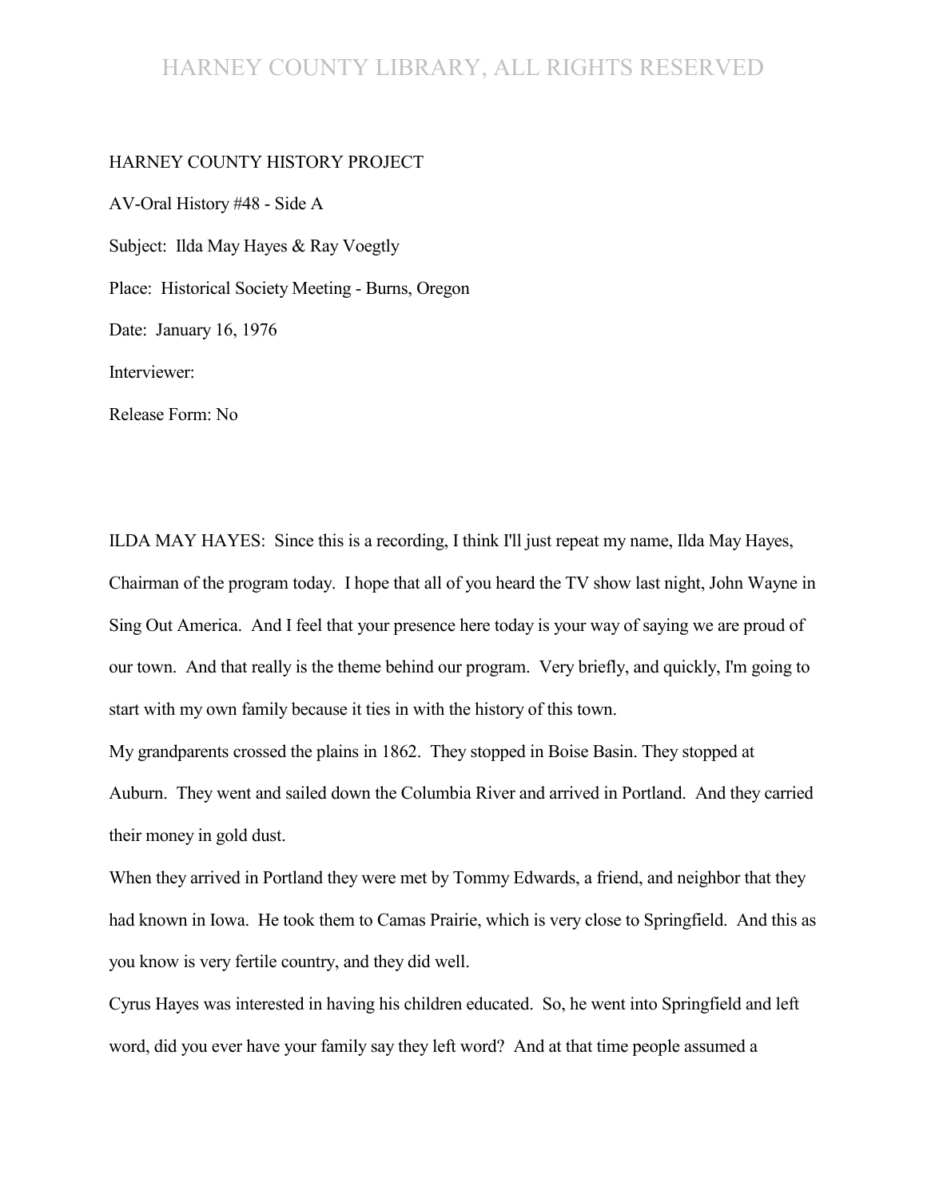HARNEY COUNTY HISTORY PROJECT

AV-Oral History #48 - Side A

Subject: Ilda May Hayes & Ray Voegtly

Place: Historical Society Meeting - Burns, Oregon

Date: January 16, 1976

Interviewer:

Release Form: No

ILDA MAY HAYES: Since this is a recording, I think I'll just repeat my name, Ilda May Hayes, Chairman of the program today. I hope that all of you heard the TV show last night, John Wayne in Sing Out America. And I feel that your presence here today is your way of saying we are proud of our town. And that really is the theme behind our program. Very briefly, and quickly, I'm going to start with my own family because it ties in with the history of this town.

My grandparents crossed the plains in 1862. They stopped in Boise Basin. They stopped at Auburn. They went and sailed down the Columbia River and arrived in Portland. And they carried their money in gold dust.

When they arrived in Portland they were met by Tommy Edwards, a friend, and neighbor that they had known in Iowa. He took them to Camas Prairie, which is very close to Springfield. And this as you know is very fertile country, and they did well.

Cyrus Hayes was interested in having his children educated. So, he went into Springfield and left word, did you ever have your family say they left word? And at that time people assumed a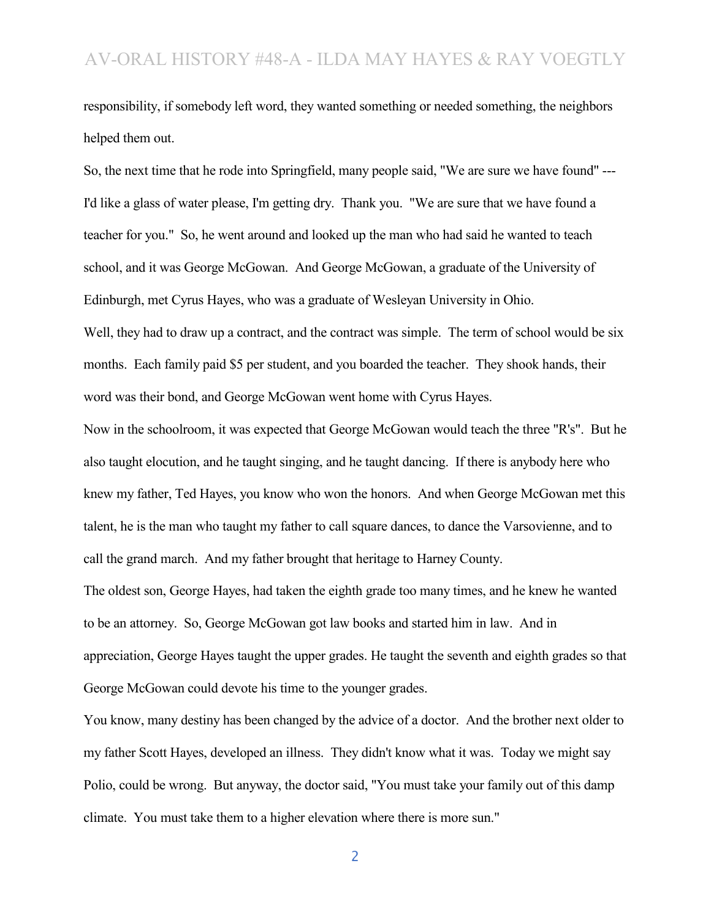responsibility, if somebody left word, they wanted something or needed something, the neighbors helped them out.

So, the next time that he rode into Springfield, many people said, "We are sure we have found" --- I'd like a glass of water please, I'm getting dry. Thank you. "We are sure that we have found a teacher for you." So, he went around and looked up the man who had said he wanted to teach school, and it was George McGowan. And George McGowan, a graduate of the University of Edinburgh, met Cyrus Hayes, who was a graduate of Wesleyan University in Ohio.

Well, they had to draw up a contract, and the contract was simple. The term of school would be six months. Each family paid $5 per student, and you boarded the teacher. They shook hands, their word was their bond, and George McGowan went home with Cyrus Hayes.

Now in the schoolroom, it was expected that George McGowan would teach the three "R's". But he also taught elocution, and he taught singing, and he taught dancing. If there is anybody here who knew my father, Ted Hayes, you know who won the honors. And when George McGowenn met this talent, he is the man who taught my father to call square dances, to dance the Varsovienne, and to call the grand march. And my father brought that heritage to Harney County.

The oldest son, George Hayes, had taken the eighth grade too many times, and he knew he wanted to be an attorney. So, George McGowan got law books and started him in law. And in appreciation, George Hayes taught the upper grades. He taught the seventh and eighth grades so that George McGowan could devote his time to the younger grades.

You know, many destiny has been changed by the advice of a doctor. And the brother next older to my father Scott Hayes, developed an illness. They didn't know what it was. Today we might say Polio, could be wrong. But anyway, the doctor said, "You must take your family out of this damp climate. You must take them to a higher elevation where there is more sun."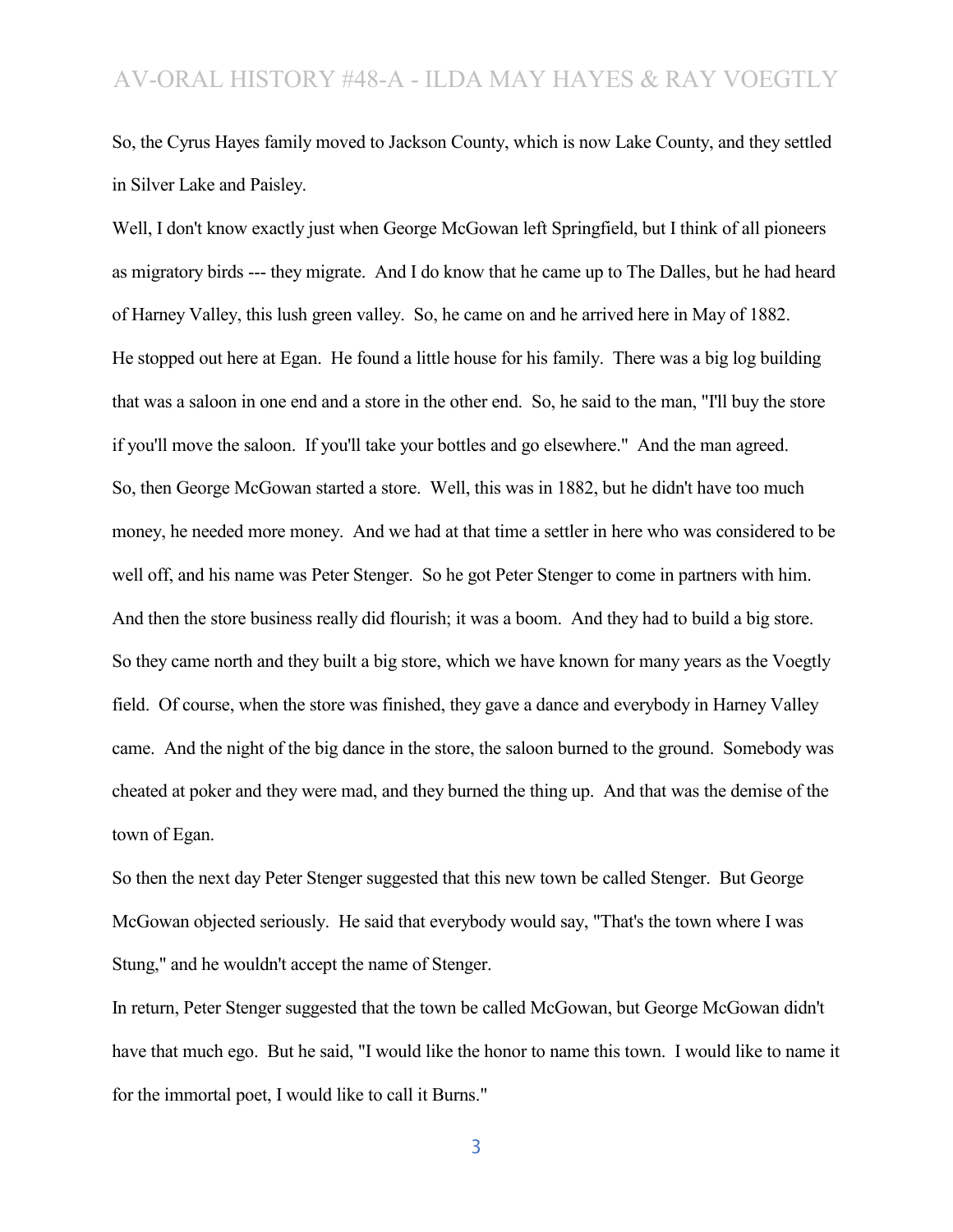So, the Cyrus Hayes family moved to Jackson County, which is now Lake County, and they settled in Silver Lake and Paisley.

Well, I don't know exactly just when George McGowan left Springfield, but I think of all pioneers as migratory birds --- they migrate. And I do know that he came up to The Dalles, but he had heard of Harney Valley, this lush green valley. So, he came on and he arrived here in May of 1882. He stopped out here at Egan. He found a little house for his family. There was a big log building that was a saloon in one end and a store in the other end. So, he said to the man, "I'll buy the store if you'll move the saloon. If you'll take your bottles and go elsewhere." And the man agreed.

So, then George McGowan started a store. Well, this was in 1882, but he didn't have too much money, he needed more money. And we had at that time a settler in here who was considered to be well off, and his name was Peter Stenger. So he got Peter Stenger to come in partners with him. And then the store business really did flourish; it was a boom. And they had to build a big store. So they came north and they built a big store, which we have known for many years as the Voegtly field. Of course, when the store was finished, they gave a dance and everybody in Harney Valley came. And the night of the big dance in the store, the saloon burned to the ground. Somebody was cheated at poker and they were mad, and they burned the thing up. And that was the demise of the town of Egan.

So then the next day Peter Stenger suggested that this new town be called Stenger. But George McGowan objected seriously. He said that everybody would say, "That's the town where I was Stung," and he wouldn't accept the name of Stenger.

In return, Peter Stenger suggested that the town be called McGowan, but George McGowan didn't have that much ego. But he said, "I would like the honor to name this town. I would like to name it for the immortal poet, I would like to call it Burns."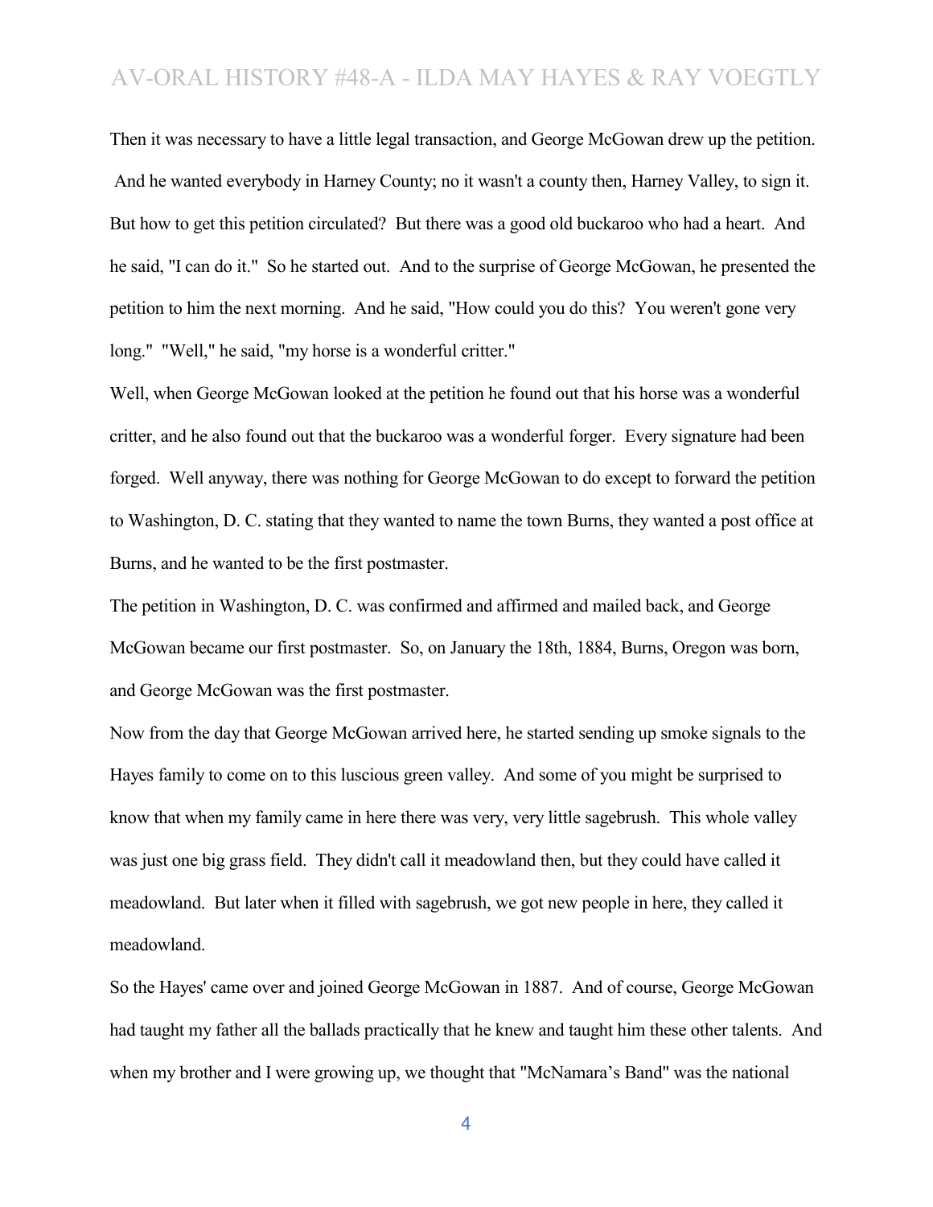Then it was necessary to have a little legal transaction, and George McGowan drew up the petition. And he wanted everybody in Harney County; no it wasn't a county then, Harney Valley, to sign it. But how to get this petition circulated? But there was a good old buckaroo who had a heart. And he said, "I can do it." So he started out. And to the surprise of George McGowan, he presented the petition to him the next morning. And he said, "How could you do this? You weren't gone very long." "Well," he said, "my horse is a wonderful critter."

Well, when George McGowan looked at the petition he found out that his horse was a wonderful critter, and he also found out that the buckaroo was a wonderful forger. Every signature had been forged. Well anyway, there was nothing for George McGowan to do except to forward the petition to Washington, D. C. stating that they wanted to name the town Burns, they wanted a post office at Burns, and he wanted to be the first postmaster.

The petition in Washington, D. C. was confirmed and affirmed and mailed back, and George McGowan became our first postmaster. So, on January the 18th, 1884, Burns, Oregon was born, and George McGowan was the first postmaster.

Now from the day that George McGowan arrived here, he started sending up smoke signals to the Hayes family to come on to this luscious green valley. And some of you might be surprised to know that when my family came in here there was very, very little sagebrush. This whole valley was just one big grass field. They didn't call it meadowland then, but they could have called it meadowland. But later when it filled with sagebrush, we got new people in here, they called it meadowland.

So the Hayes' came over and joined George McGowan in 1887. And of course, George McGowan had taught my father all the ballads practically that he knew and taught him these other talents. And when my brother and I were growing up, we thought that "McNamara's Band" was the national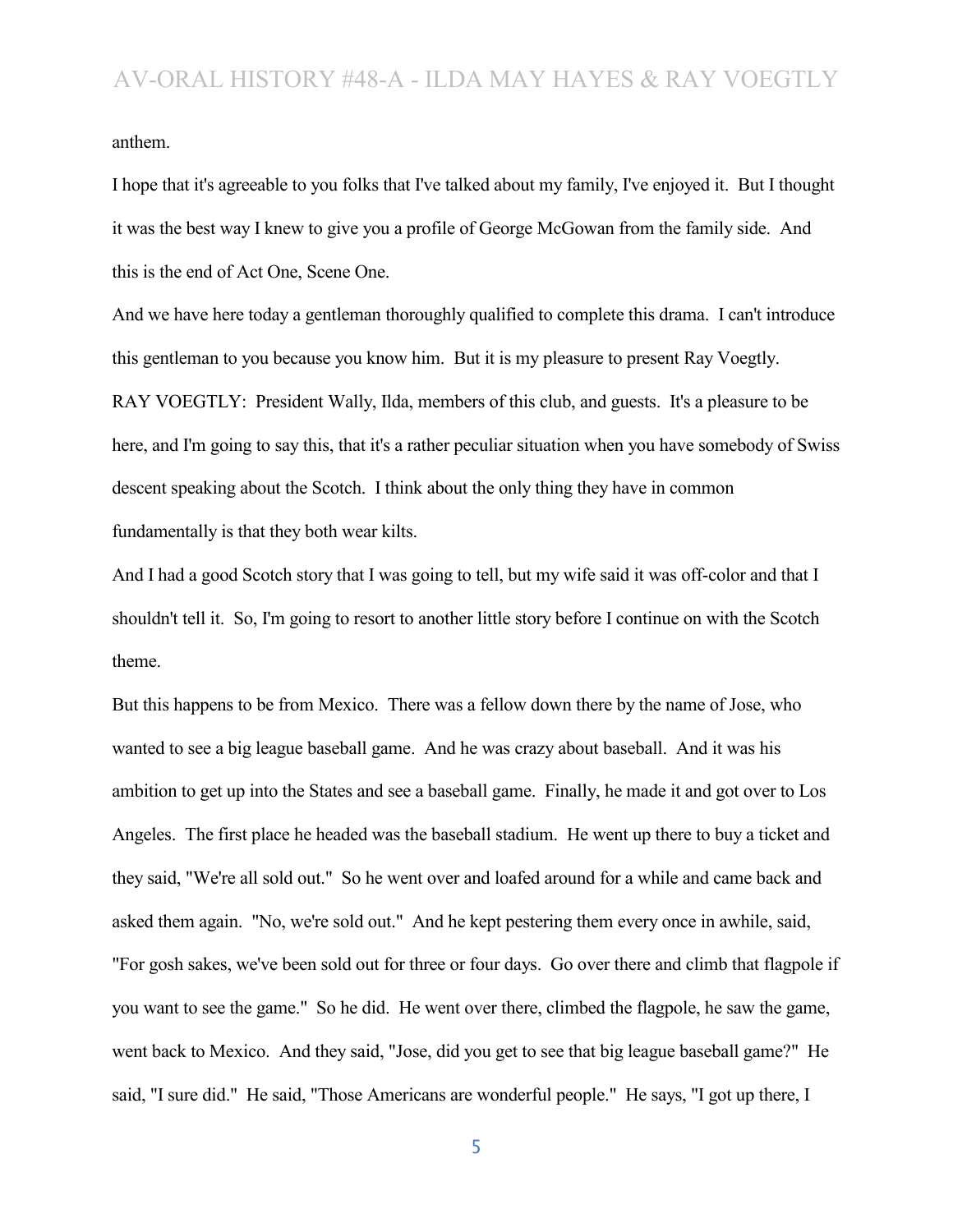anthem.

I hope that it's agreeable to you folks that I've talked about my family, I've enjoyed it. But I thought it was the best way I knew to give you a profile of George McGowan from the family side. And this is the end of Act One, Scene One.

And we have here today a gentleman thoroughly qualified to complete this drama. I can't introduce this gentleman to you because you know him. But it is my pleasure to present Ray Voegtly.

RAY VOEGTLY: President Wally, Ilda, members of this club, and guests. It's a pleasure to be here, and I'm going to say this, that it's a rather peculiar situation when you have somebody of Swiss descent speaking about the Scotch. I think about the only thing they have in common fundamentally is that they both wear kilts.

And I had a good Scotch story that I was going to tell, but my wife said it was off-color and that I shouldn't tell it. So, I'm going to resort to another little story before I continue on with the Scotch theme.

But this happens to be from Mexico. There was a fellow down there by the name of Jose, who wanted to see a big league baseball game. And he was crazy about baseball. And it was his ambition to get up into the States and see a baseball game. Finally, he made it and got over to Los Angeles. The first place he headed was the baseball stadium. He went up there to buy a ticket and they said, "We're all sold out." So he went over and loafed around for a while and came back and asked them again. "No, we're sold out." And he kept pestering them every once in awhile, said, "For gosh sakes, we've been sold out for three or four days. Go over there and climb that flagpole if you want to see the game." So he did. He went over there, climbed the flagpole, he saw the game, went back to Mexico. And they said, "Jose, did you get to see that big league baseball game?" He said, "I sure did." He said, "Those Americans are wonderful people." He says, "I got up there, I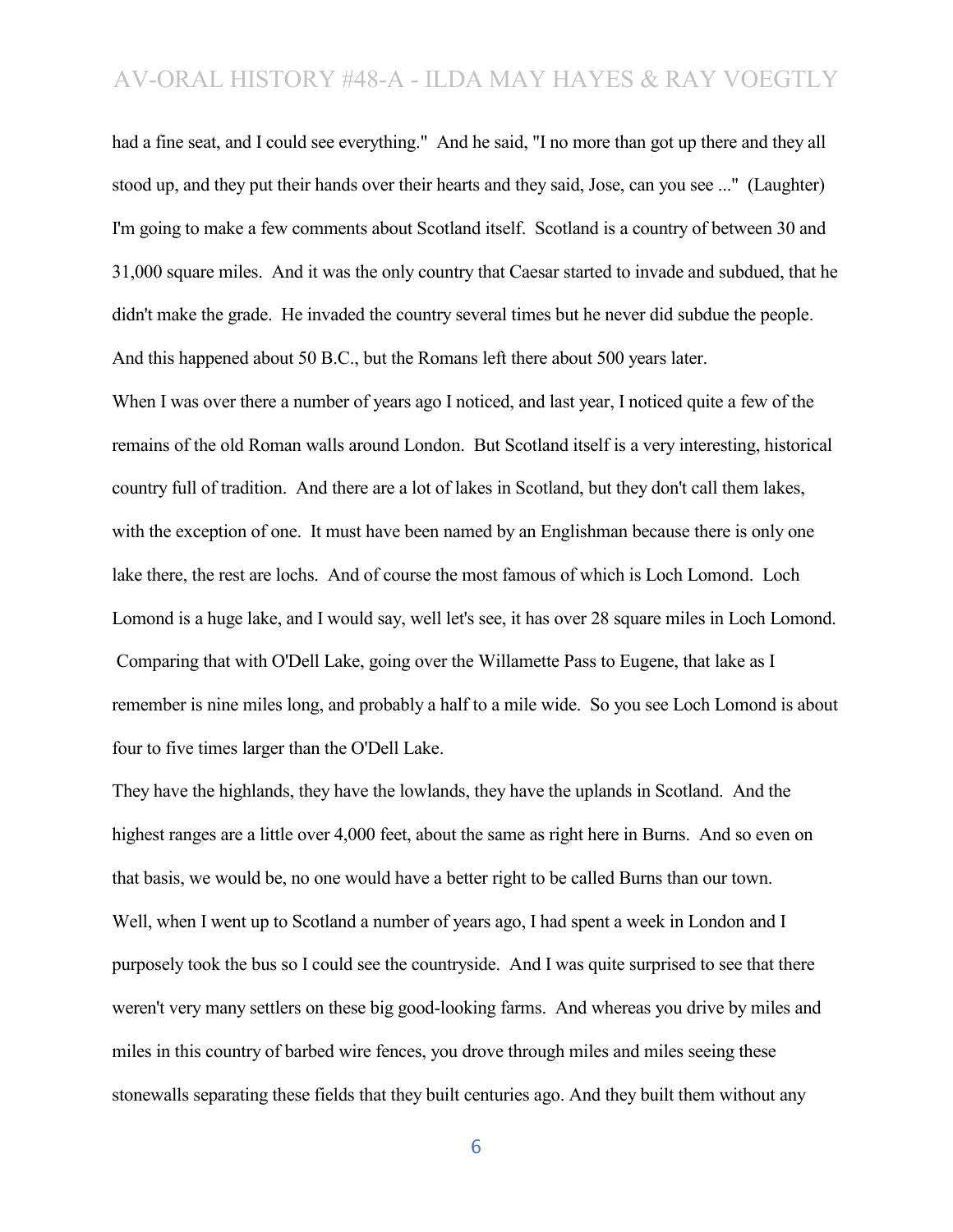had a fine seat, and I could see everything." And he said, "I no more than got up there and they all stood up, and they put their hands over their hearts and they said, Jose, can you see ..." (Laughter) I'm going to make a few comments about Scotland itself. Scotland is a country of between 30 and 31,000 square miles. And it was the only country that Caesar started to invade and subdued, that he didn't make the grade. He invaded the country several times but he never did subdue the people. And this happened about 50 B.C., but the Romans left there about 500 years later.

When I was over there a number of years ago I noticed, and last year, I noticed quite a few of the remains of the old Roman walls around London. But Scotland itself is a very interesting, historical country full of tradition. And there are a lot of lakes in Scotland, but they don't call them lakes, with the exception of one. It must have been named by an Englishman because there is only one lake there, the rest are lochs. And of course the most famous of which is Loch Lomond. Loch Lomond is a huge lake, and I would say, well let's see, it has over 28 square miles in Loch Lomond. Comparing that with O'Dell Lake, going over the Willamette Pass to Eugene, that lake as I remember is nine miles long, and probably a half to a mile wide. So you see Loch Lomond is about four to five times larger than the O'Dell Lake.

They have the highlands, they have the lowlands, they have the uplands in Scotland. And the highest ranges are a little over 4,000 feet, about the same as right here in Burns. And so even on that basis, we would be, no one would have a better right to be called Burns than our town.

Well, when I went up to Scotland a number of years ago, I had spent a week in London and I purposely took the bus so I could see the countryside. And I was quite surprised to see that there weren't very many settlers on these big good-looking farms. And whereas you drive by miles and miles in this country of barbed wire fences, you drove through miles and miles seeing these stonewalls separating these fields that they built centuries ago. And they built them without any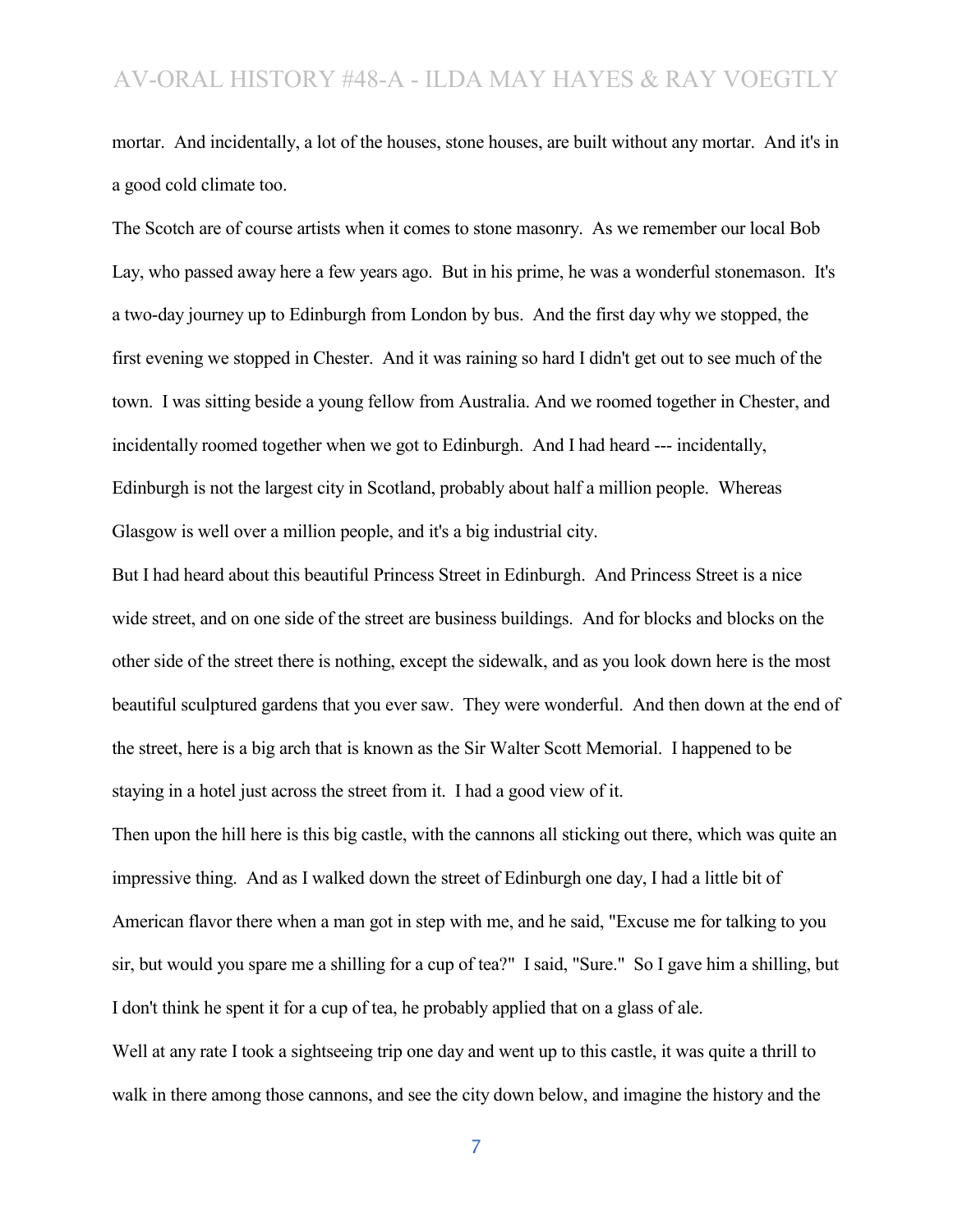mortar. And incidentally, a lot of the houses, stone houses, are built without any mortar. And it's in a good cold climate too.

The Scotch are of course artists when it comes to stone masonry. As we remember our local Bob Lay, who passed away here a few years ago. But in his prime, he was a wonderful stonemason. It's a two-day journey up to Edinburgh from London by bus. And the first day why we stopped, the first evening we stopped in Chester. And it was raining so hard I didn't get out to see much of the town. I was sitting beside a young fellow from Australia. And we roomed together in Chester, and incidentally roomed together when we got to Edinburgh. And I had heard --- incidentally, Edinburgh is not the largest city in Scotland, probably about half a million people. Whereas Glasgow is well over a million people, and it's a big industrial city.

But I had heard about this beautiful Princess Street in Edinburgh. And Princess Street is a nice wide street, and on one side of the street are business buildings. And for blocks and blocks on the other side of the street there is nothing, except the sidewalk, and as you look down here is the most beautiful sculptured gardens that you ever saw. They were wonderful. And then down at the end of the street, here is a big arch that is known as the Sir Walter Scott Memorial. I happened to be staying in a hotel just across the street from it. I had a good view of it.

Then upon the hill here is this big castle, with the cannons all sticking out there, which was quite an impressive thing. And as I walked down the street of Edinburgh one day, I had a little bit of American flavor there when a man got in step with me, and he said, "Excuse me for talking to you sir, but would you spare me a shilling for a cup of tea?" I said, "Sure." So I gave him a shilling, but I don't think he spent it for a cup of tea, he probably applied that on a glass of ale.

Well at any rate I took a sightseeing trip one day and went up to this castle, it was quite a thrill to walk in there among those cannons, and see the city down below, and imagine the history and the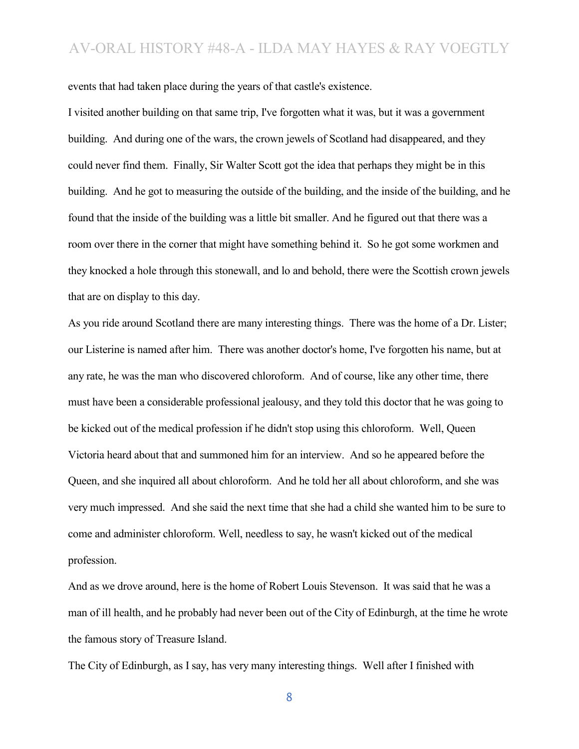events that had taken place during the years of that castle's existence.

I visited another building on that same trip, I've forgotten what it was, but it was a government building. And during one of the wars, the crown jewels of Scotland had disappeared, and they could never find them. Finally, Sir Walter Scott got the idea that perhaps they might be in this building. And he got to measuring the outside of the building, and the inside of the building, and he found that the inside of the building was a little bit smaller. And he figured out that there was a room over there in the corner that might have something behind it. So he got some workmen and they knocked a hole through this stonewall, and lo and behold, there were the Scottish crown jewels that are on display to this day.

As you ride around Scotland there are many interesting things. There was the home of a Dr. Lister; our Listerine is named after him. There was another doctor's home, I've forgotten his name, but at any rate, he was the man who discovered chloroform. And of course, like any other time, there must have been a considerable professional jealousy, and they told this doctor that he was going to be kicked out of the medical profession if he didn't stop using this chloroform. Well, Queen Victoria heard about that and summoned him for an interview. And so he appeared before the Queen, and she inquired all about chloroform. And he told her all about chloroform, and she was very much impressed. And she said the next time that she had a child she wanted him to be sure to come and administer chloroform. Well, needless to say, he wasn't kicked out of the medical profession.

And as we drove around, here is the home of Robert Louis Stevenson. It was said that he was a man of ill health, and he probably had never been out of the City of Edinburgh, at the time he wrote the famous story of Treasure Island.

The City of Edinburgh, as I say, has very many interesting things. Well after I finished with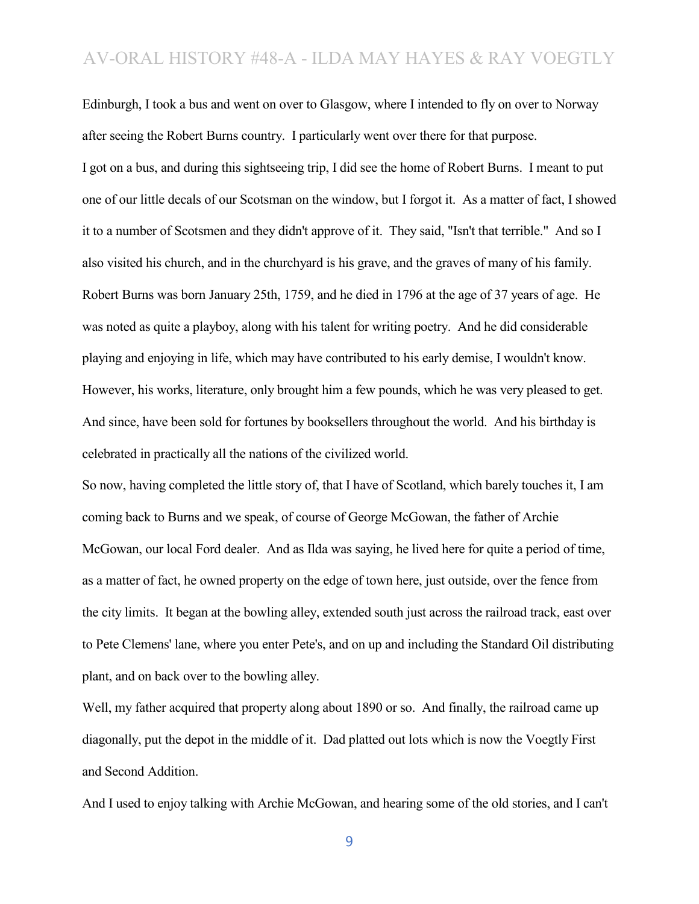Edinburgh, I took a bus and went on over to Glasgow, where I intended to fly on over to Norway after seeing the Robert Burns country. I particularly went over there for that purpose.

I got on a bus, and during this sightseeing trip, I did see the home of Robert Burns. I meant to put one of our little decals of our Scotsman on the window, but I forgot it. As a matter of fact, I showed it to a number of Scotsmen and they didn't approve of it. They said, "Isn't that terrible." And so I also visited his church, and in the churchyard is his grave, and the graves of many of his family. Robert Burns was born January 25th, 1759, and he died in 1796 at the age of 37 years of age. He was noted as quite a playboy, along with his talent for writing poetry. And he did considerable playing and enjoying in life, which may have contributed to his early demise, I wouldn't know. However, his works, literature, only brought him a few pounds, which he was very pleased to get. And since, have been sold for fortunes by booksellers throughout the world. And his birthday is celebrated in practically all the nations of the civilized world.

So now, having completed the little story of, that I have of Scotland, which barely touches it, I am coming back to Burns and we speak, of course of George McGowan, the father of Archie McGowan, our local Ford dealer. And as Ilda was saying, he lived here for quite a period of time, as a matter of fact, he owned property on the edge of town here, just outside, over the fence from the city limits. It began at the bowling alley, extended south just across the railroad track, east over to Pete Clemens' lane, where you enter Pete's, and on up and including the Standard Oil distributing plant, and on back over to the bowling alley.

Well, my father acquired that property along about 1890 or so. And finally, the railroad came up diagonally, put the depot in the middle of it. Dad platted out lots which is now the Voegtly First and Second Addition.

And I used to enjoy talking with Archie McGowan, and hearing some of the old stories, and I can't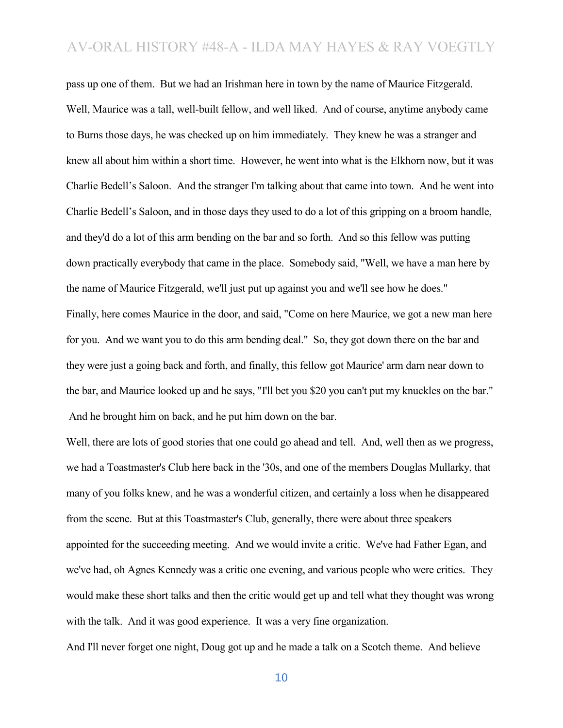pass up one of them. But we had an Irishman here in town by the name of Maurice Fitzgerald. Well, Maurice was a tall, well-built fellow, and well liked. And of course, anytime anybody came to Burns those days, he was checked up on him immediately. They knew he was a stranger and knew all about him within a short time. However, he went into what is the Elkhorn now, but it was Charlie Bedell's Saloon. And the stranger I'm talking about that came into town. And he went into Charlie Bedell's Saloon, and in those days they used to do a lot of this gripping on a broom handle, and they'd do a lot of this arm bending on the bar and so forth. And so this fellow was putting down practically everybody that came in the place. Somebody said, "Well, we have a man here by the name of Maurice Fitzgerald, we'll just put up against you and we'll see how he does." Finally, here comes Maurice in the door, and said, "Come on here Maurice, we got a new man here for you. And we want you to do this arm bending deal." So, they got down there on the bar and they were just a going back and forth, and finally, this fellow got Maurice' arm darn near down to the bar, and Maurice looked up and he says, "I'll bet you $20 you can't put my knuckles on the bar." And he brought him on back, and he put him down on the bar.

Well, there are lots of good stories that one could go ahead and tell. And, well then as we progress, we had a Toastmaster's Club here back in the '30s, and one of the members Douglas Mullarky, that many of you folks knew, and he was a wonderful citizen, and certainly a loss when he disappeared from the scene. But at this Toastmaster's Club, generally, there were about three speakers appointed for the succeeding meeting. And we would invite a critic. We've had Father Egan, and we've had, oh Agnes Kennedy was a critic one evening, and various people who were critics. They would make these short talks and then the critic would get up and tell what they thought was wrong with the talk. And it was good experience. It was a very fine organization.

And I'll never forget one night, Doug got up and he made a talk on a Scotch theme. And believe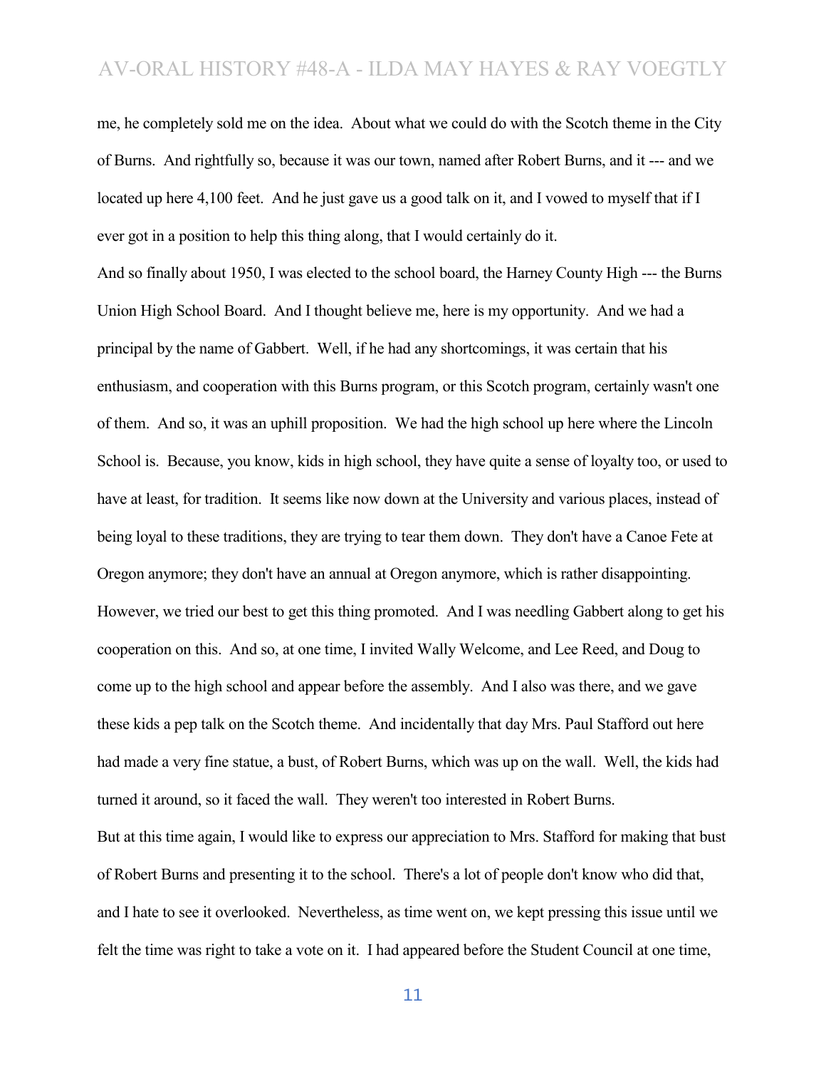me, he completely sold me on the idea. About what we could do with the Scotch theme in the City of Burns. And rightfully so, because it was our town, named after Robert Burns, and it --- and we located up here 4,100 feet. And he just gave us a good talk on it, and I vowed to myself that if I ever got in a position to help this thing along, that I would certainly do it.

And so finally about 1950, I was elected to the school board, the Harney County High --- the Burns Union High School Board. And I thought believe me, here is my opportunity. And we had a principal by the name of Gabbert. Well, if he had any shortcomings, it was certain that his enthusiasm, and cooperation with this Burns program, or this Scotch program, certainly wasn't one of them. And so, it was an uphill proposition. We had the high school up here where the Lincoln School is. Because, you know, kids in high school, they have quite a sense of loyalty too, or used to have at least, for tradition. It seems like now down at the University and various places, instead of being loyal to these traditions, they are trying to tear them down. They don't have a Canoe Fete at Oregon anymore; they don't have an annual at Oregon anymore, which is rather disappointing. However, we tried our best to get this thing promoted. And I was needling Gabbert along to get his cooperation on this. And so, at one time, I invited Wally Welcome, and Lee Reed, and Doug to come up to the high school and appear before the assembly. And I also was there, and we gave these kids a pep talk on the Scotch theme. And incidentally that day Mrs. Paul Stafford out here had made a very fine statue, a bust, of Robert Burns, which was up on the wall. Well, the kids had turned it around, so it faced the wall. They weren't too interested in Robert Burns.

But at this time again, I would like to express our appreciation to Mrs. Stafford for making that bust of Robert Burns and presenting it to the school. There's a lot of people don't know who did that, and I hate to see it overlooked. Nevertheless, as time went on, we kept pressing this issue until we felt the time was right to take a vote on it. I had appeared before the Student Council at one time,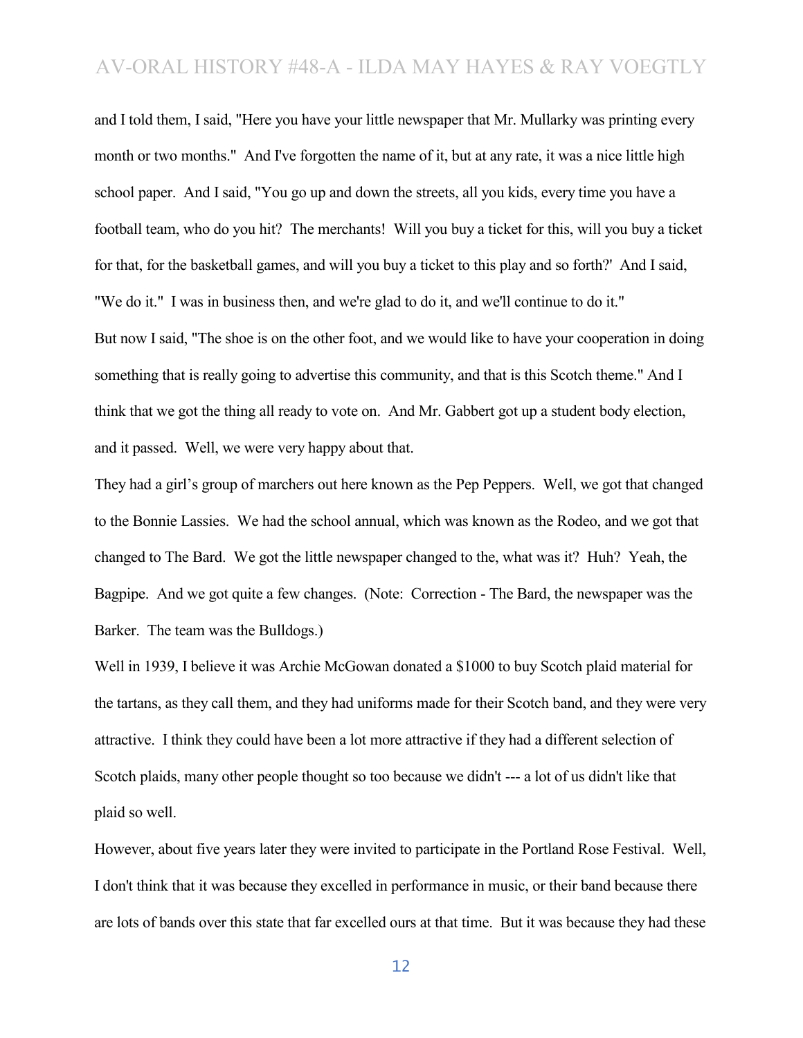and I told them, I said, "Here you have your little newspaper that Mr. Mullarky was printing every month or two months." And I've forgotten the name of it, but at any rate, it was a nice little high school paper. And I said, "You go up and down the streets, all you kids, every time you have a football team, who do you hit? The merchants! Will you buy a ticket for this, will you buy a ticket for that, for the basketball games, and will you buy a ticket to this play and so forth?' And I said, "We do it." I was in business then, and we're glad to do it, and we'll continue to do it."

But now I said, "The shoe is on the other foot, and we would like to have your cooperation in doing something that is really going to advertise this community, and that is this Scotch theme." And I think that we got the thing all ready to vote on. And Mr. Gabbert got up a student body election, and it passed. Well, we were very happy about that.

They had a girl's group of marchers out here known as the Pep Peppers. Well, we got that changed to the Bonnie Lassies. We had the school annual, which was known as the Rodeo, and we got that changed to The Bard. We got the little newspaper changed to the, what was it? Huh? Yeah, the Bagpipe. And we got quite a few changes. (Note: Correction - The Bard, the newspaper was the Barker. The team was the Bulldogs.)

Well in 1939, I believe it was Archie McGowan donated a $1000 to buy Scotch plaid material for the tartans, as they call them, and they had uniforms made for their Scotch band, and they were very attractive. I think they could have been a lot more attractive if they had a different selection of Scotch plaids, many other people thought so too because we didn't --- a lot of us didn't like that plaid so well.

However, about five years later they were invited to participate in the Portland Rose Festival. Well, I don't think that it was because they excelled in performance in music, or their band because there are lots of bands over this state that far excelled ours at that time. But it was because they had these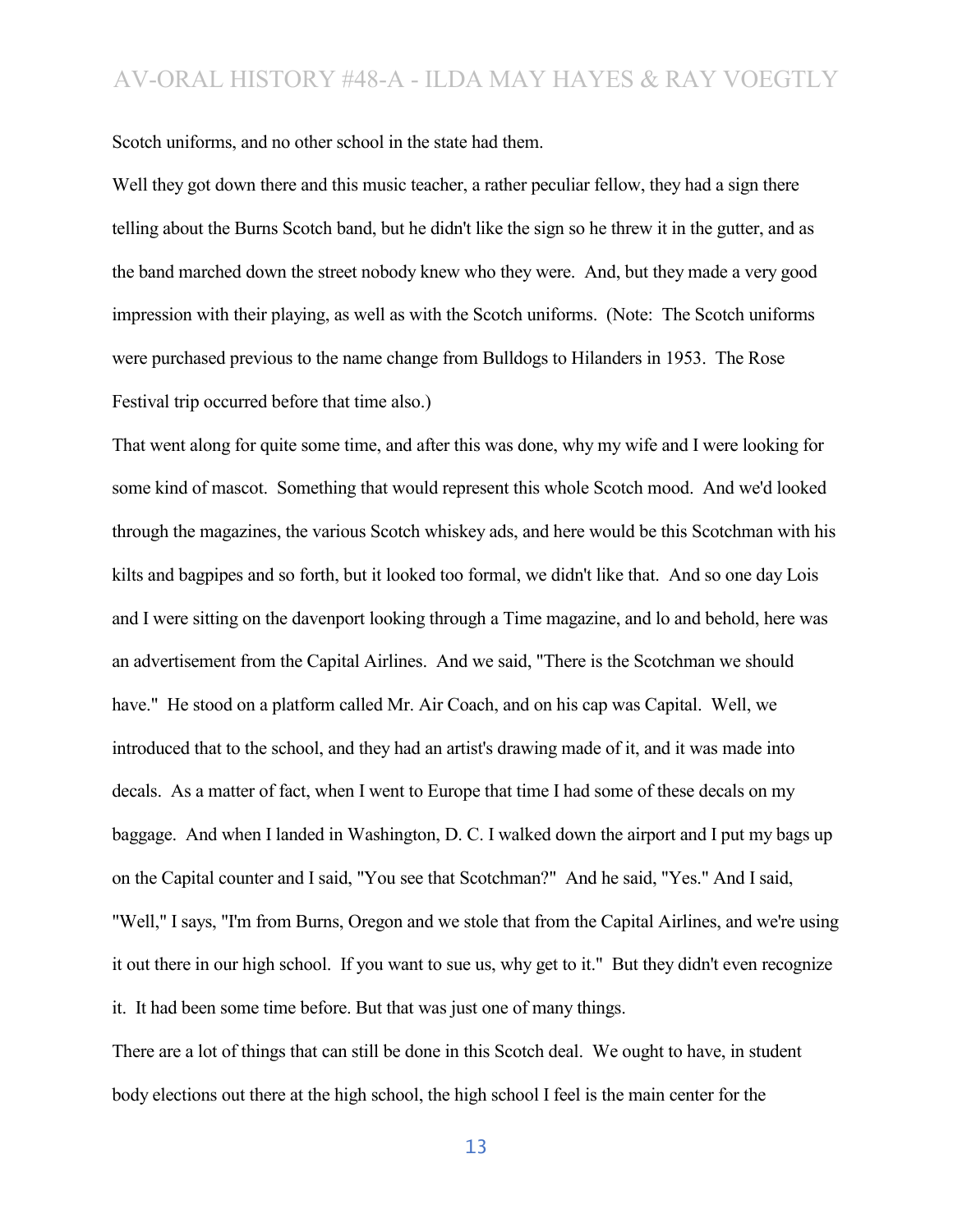Scotch uniforms, and no other school in the state had them.

Well they got down there and this music teacher, a rather peculiar fellow, they had a sign there telling about the Burns Scotch band, but he didn't like the sign so he threw it in the gutter, and as the band marched down the street nobody knew who they were. And, but they made a very good impression with their playing, as well as with the Scotch uniforms. (Note: The Scotch uniforms were purchased previous to the name change from Bulldogs to Hilanders in 1953. The Rose Festival trip occurred before that time also.)

That went along for quite some time, and after this was done, why my wife and I were looking for some kind of mascot. Something that would represent this whole Scotch mood. And we'd looked through the magazines, the various Scotch whiskey ads, and here would be this Scotchman with his kilts and bagpipes and so forth, but it looked too formal, we didn't like that. And so one day Lois and I were sitting on the davenport looking through a Time magazine, and lo and behold, here was an advertisement from the Capital Airlines. And we said, "There is the Scotchman we should have." He stood on a platform called Mr. Air Coach, and on his cap was Capital. Well, we introduced that to the school, and they had an artist's drawing made of it, and it was made into decals. As a matter of fact, when I went to Europe that time I had some of these decals on my baggage. And when I landed in Washington, D. C. I walked down the airport and I put my bags up on the Capital counter and I said, "You see that Scotchman?" And he said, "Yes." And I said, "Well," I says, "I'm from Burns, Oregon and we stole that from the Capital Airlines, and we're using it out there in our high school. If you want to sue us, why get to it." But they didn't even recognize it. It had been some time before. But that was just one of many things.

There are a lot of things that can still be done in this Scotch deal. We ought to have, in student body elections out there at the high school, the high school I feel is the main center for the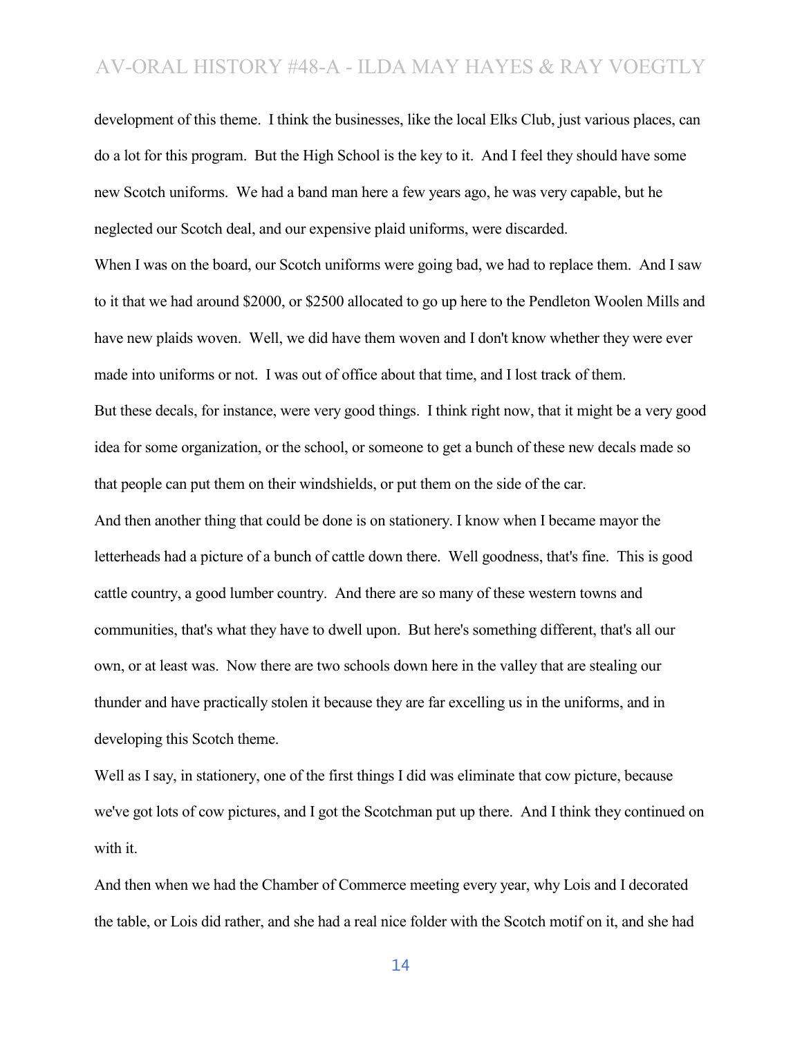development of this theme. I think the businesses, like the local Elks Club, just various places, can do a lot for this program. But the High School is the key to it. And I feel they should have some new Scotch uniforms. We had a band man here a few years ago, he was very capable, but he neglected our Scotch deal, and our expensive plaid uniforms, were discarded.

When I was on the board, our Scotch uniforms were going bad, we had to replace them. And I saw to it that we had around $2000, or $2500 allocated to go up here to the Pendleton Woolen Mills and have new plaids woven. Well, we did have them woven and I don't know whether they were ever made into uniforms or not. I was out of office about that time, and I lost track of them.

But these decals, for instance, were very good things. I think right now, that it might be a very good idea for some organization, or the school, or someone to get a bunch of these new decals made so that people can put them on their windshields, or put them on the side of the car.

And then another thing that could be done is on stationery. I know when I became mayor the letterheads had a picture of a bunch of cattle down there. Well goodness, that's fine. This is good cattle country, a good lumber country. And there are so many of these western towns and communities, that's what they have to dwell upon. But here's something different, that's all our own, or at least was. Now there are two schools down here in the valley that are stealing our thunder and have practically stolen it because they are far excelling us in the uniforms, and in developing this Scotch theme.

Well as I say, in stationery, one of the first things I did was eliminate that cow picture, because we've got lots of cow pictures, and I got the Scotchman put up there. And I think they continued on with it.

And then when we had the Chamber of Commerce meeting every year, why Lois and I decorated the table, or Lois did rather, and she had a real nice folder with the Scotch motif on it, and she had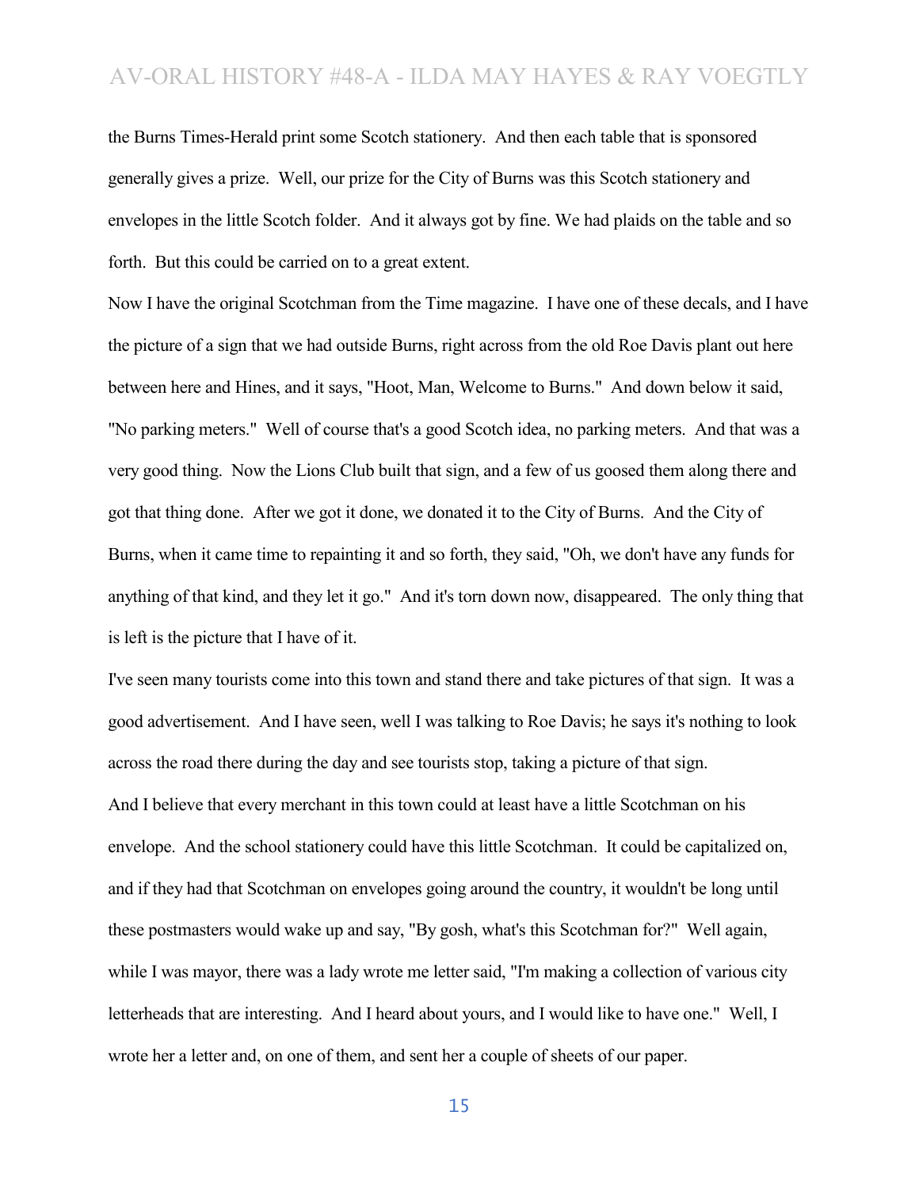the Burns Times-Herald print some Scotch stationery. And then each table that is sponsored generally gives a prize. Well, our prize for the City of Burns was this Scotch stationery and envelopes in the little Scotch folder. And it always got by fine. We had plaids on the table and so forth. But this could be carried on to a great extent.

Now I have the original Scotchman from the Time magazine. I have one of these decals, and I have the picture of a sign that we had outside Burns, right across from the old Roe Davis plant out here between here and Hines, and it says, "Hoot, Man, Welcome to Burns." And down below it said, "No parking meters." Well of course that's a good Scotch idea, no parking meters. And that was a very good thing. Now the Lions Club built that sign, and a few of us goosed them along there and got that thing done. After we got it done, we donated it to the City of Burns. And the City of Burns, when it came time to repainting it and so forth, they said, "Oh, we don't have any funds for anything of that kind, and they let it go." And it's torn down now, disappeared. The only thing that is left is the picture that I have of it.

I've seen many tourists come into this town and stand there and take pictures of that sign. It was a good advertisement. And I have seen, well I was talking to Roe Davis; he says it's nothing to look across the road there during the day and see tourists stop, taking a picture of that sign.

And I believe that every merchant in this town could at least have a little Scotchman on his envelope. And the school stationery could have this little Scotchman. It could be capitalized on, and if they had that Scotchman on envelopes going around the country, it wouldn't be long until these postmasters would wake up and say, "By gosh, what's this Scotchman for?" Well again, while I was mayor, there was a lady wrote me letter said, "I'm making a collection of various city letterheads that are interesting. And I heard about yours, and I would like to have one." Well, I wrote her a letter and, on one of them, and sent her a couple of sheets of our paper.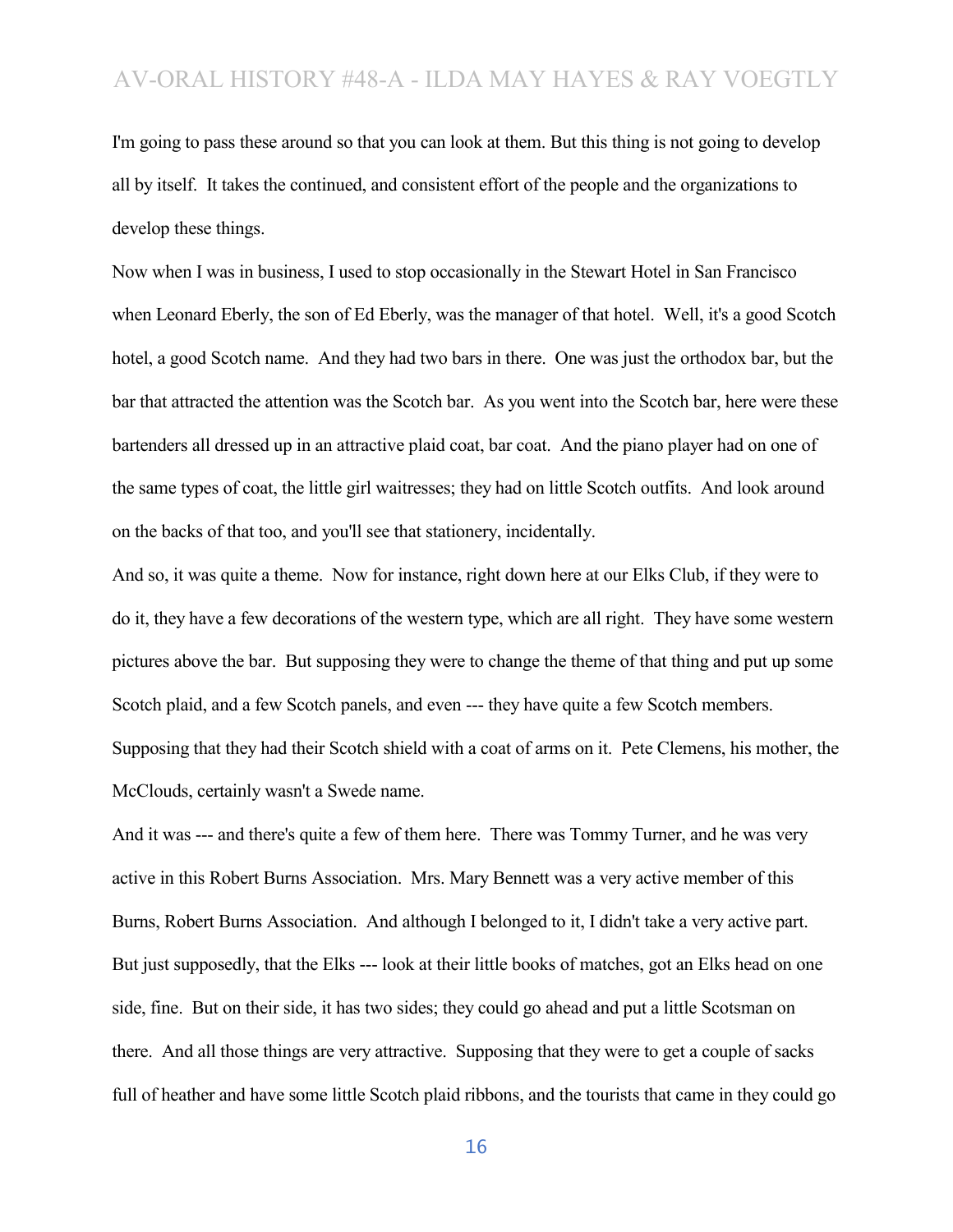I'm going to pass these around so that you can look at them. But this thing is not going to develop all by itself. It takes the continued, and consistent effort of the people and the organizations to develop these things.

Now when I was in business, I used to stop occasionally in the Stewart Hotel in San Francisco when Leonard Eberly, the son of Ed Eberly, was the manager of that hotel. Well, it's a good Scotch hotel, a good Scotch name. And they had two bars in there. One was just the orthodox bar, but the bar that attracted the attention was the Scotch bar. As you went into the Scotch bar, here were these bartenders all dressed up in an attractive plaid coat, bar coat. And the piano player had on one of the same types of coat, the little girl waitresses; they had on little Scotch outfits. And look around on the backs of that too, and you'll see that stationery, incidentally.

And so, it was quite a theme. Now for instance, right down here at our Elks Club, if they were to do it, they have a few decorations of the western type, which are all right. They have some western pictures above the bar. But supposing they were to change the theme of that thing and put up some Scotch plaid, and a few Scotch panels, and even --- they have quite a few Scotch members. Supposing that they had their Scotch shield with a coat of arms on it. Pete Clemens, his mother, the McClouds, certainly wasn't a Swede name.

And it was --- and there's quite a few of them here. There was Tommy Turner, and he was very active in this Robert Burns Association. Mrs. Mary Bennett was a very active member of this Burns, Robert Burns Association. And although I belonged to it, I didn't take a very active part. But just supposedly, that the Elks --- look at their little books of matches, got an Elks head on one side, fine. But on their side, it has two sides; they could go ahead and put a little Scotsman on there. And all those things are very attractive. Supposing that they were to get a couple of sacks full of heather and have some little Scotch plaid ribbons, and the tourists that came in they could go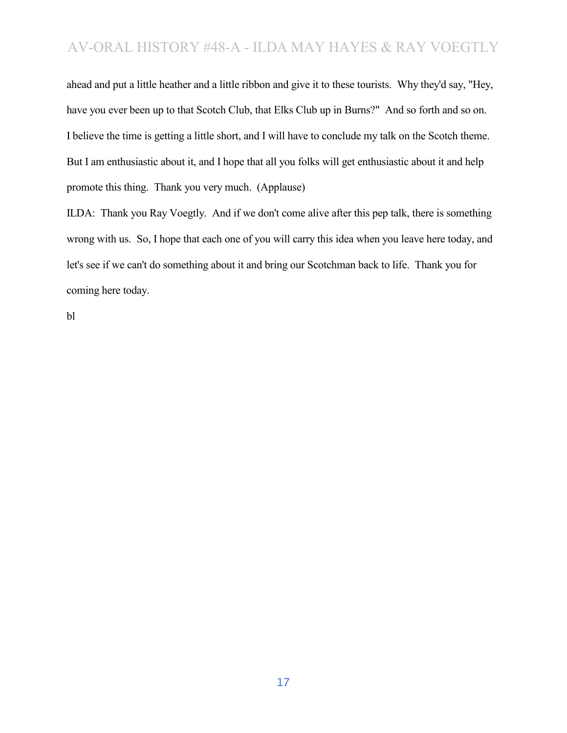ahead and put a little heather and a little ribbon and give it to these tourists. Why they'd say, "Hey, have you ever been up to that Scotch Club, that Elks Club up in Burns?" And so forth and so on. I believe the time is getting a little short, and I will have to conclude my talk on the Scotch theme. But I am enthusiastic about it, and I hope that all you folks will get enthusiastic about it and help promote this thing. Thank you very much. (Applause)

ILDA: Thank you Ray Voegtly. And if we don't come alive after this pep talk, there is something wrong with us. So, I hope that each one of you will carry this idea when you leave here today, and let's see if we can't do something about it and bring our Scotchman back to life. Thank you for coming here today.

bl